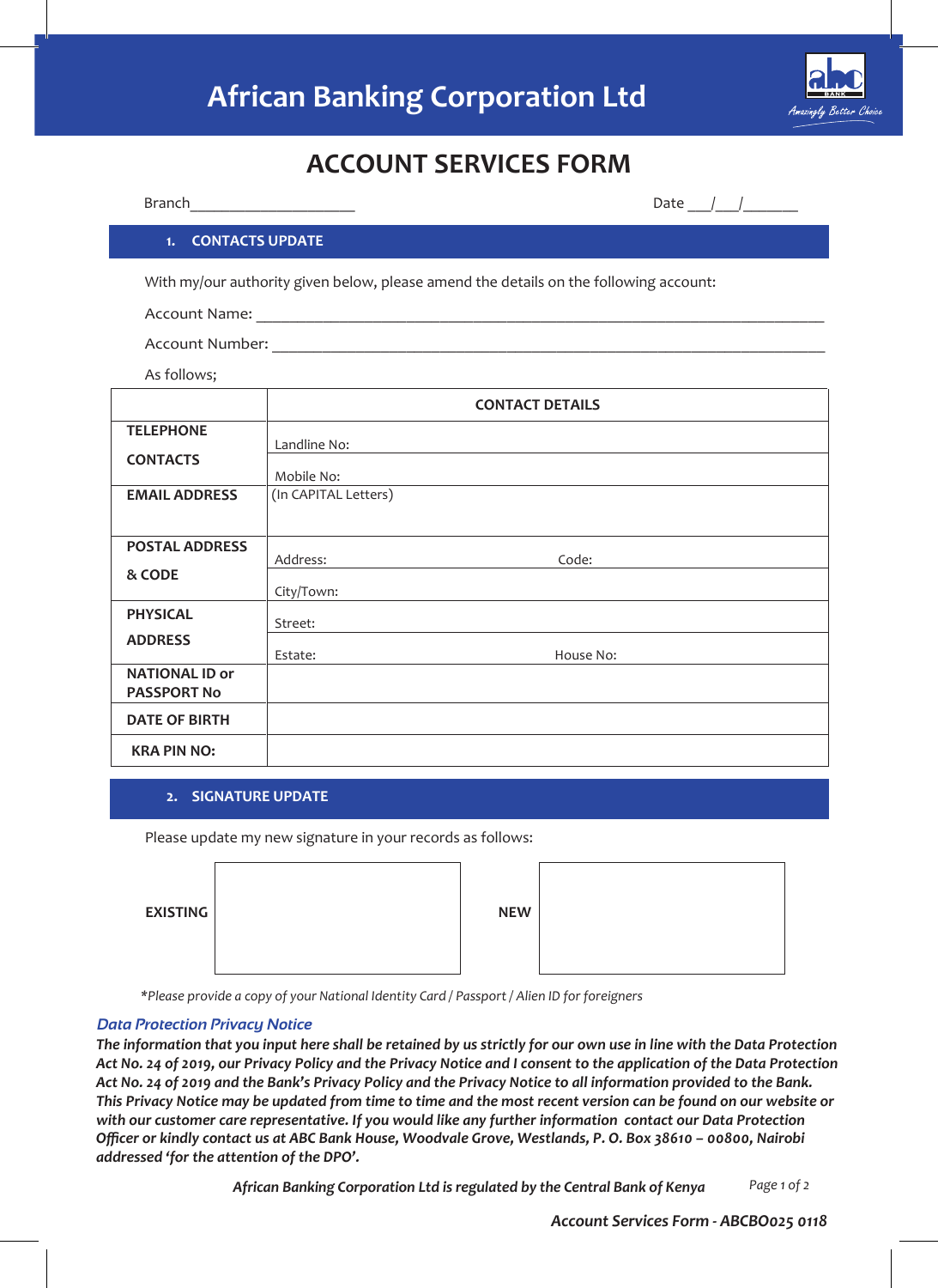# African Banking Corporation Ltd

Amazingly Better Choice

## ACCOUNT SERVICES FORM

Branch____________________ Date ___/___/______

### 1. CONTACTS UPDATE

With my/our authority given below, please amend the details on the following account:

Account Name: ______________________________________________________________________

Account Number: ____________________________________________________________________

As follows;

| | CONTACT DETAILS | |
|---|---|---|
| **TELEPHONE CONTACTS** | Landline No: | |
| | Mobile No: | |
| **EMAIL ADDRESS** | (In CAPITAL Letters) | |
| **POSTAL ADDRESS & CODE** | Address: | Code: |
| | City/Town: | |
| **PHYSICAL ADDRESS** | Street: | |
| | Estate: | House No: |
| **NATIONAL ID or PASSPORT No** | | |
| **DATE OF BIRTH** | | |
| **KRA PIN NO:** | | |

### 2. SIGNATURE UPDATE

Please update my new signature in your records as follows:

| **EXISTING** | | **NEW** | |
|---|---|---|---|

*\*Please provide a copy of your National Identity Card / Passport / Alien ID for foreigners*

***Data Protection Privacy Notice***

***The information that you input here shall be retained by us strictly for our own use in line with the Data Protection Act No. 24 of 2019, our Privacy Policy and the Privacy Notice and I consent to the application of the Data Protection Act No. 24 of 2019 and the Bank's Privacy Policy and the Privacy Notice to all information provided to the Bank. This Privacy Notice may be updated from time to time and the most recent version can be found on our website or with our customer care representative. If you would like any further information contact our Data Protection Officer or kindly contact us at ABC Bank House, Woodvale Grove, Westlands, P. O. Box 38610 – 00800, Nairobi addressed 'for the attention of the DPO'.***

***African Banking Corporation Ltd is regulated by the Central Bank of Kenya***

***Account Services Form - ABCBO025 0118***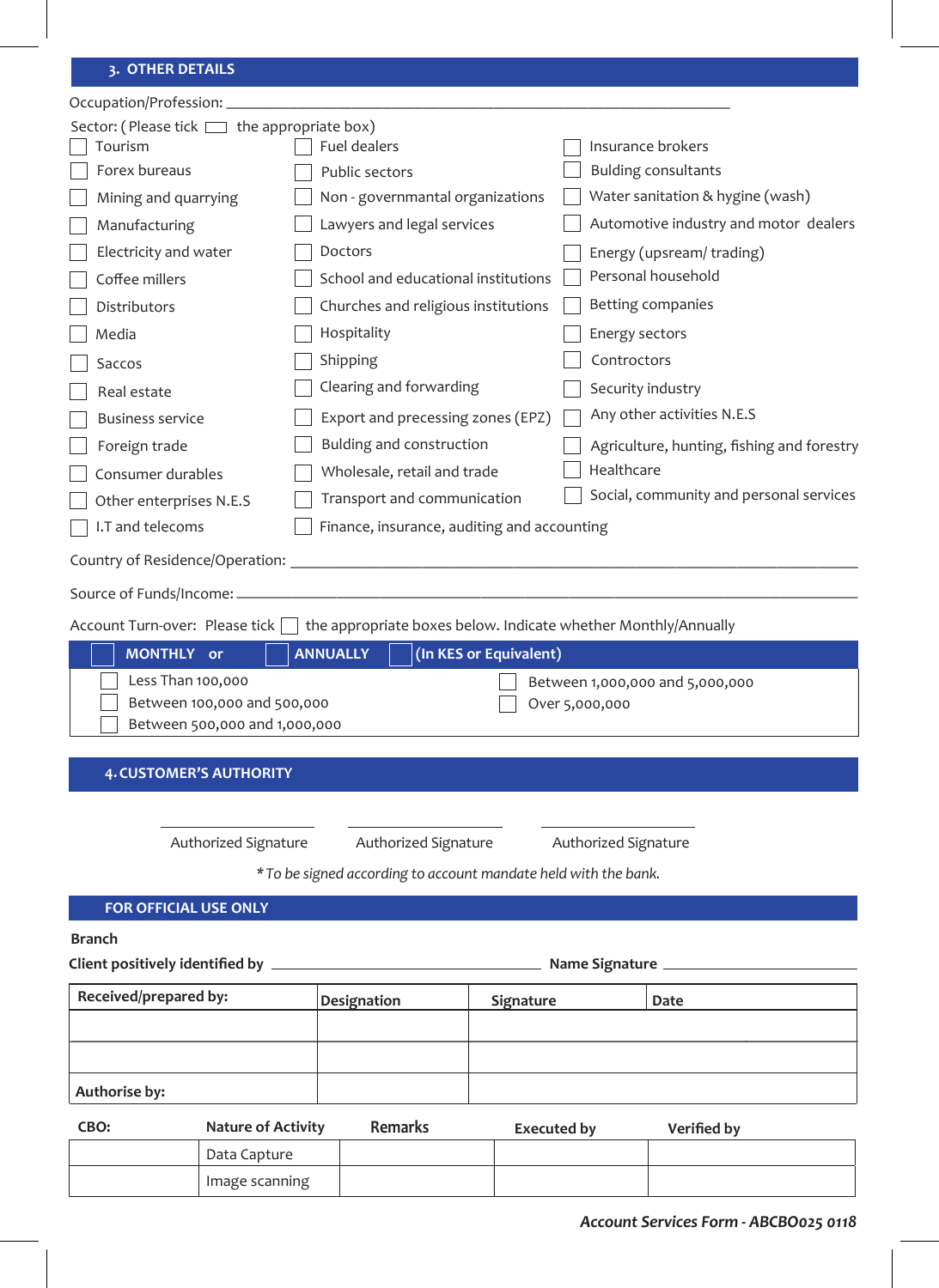## 3. OTHER DETAILS

Occupation/Profession: ____________________________________________

Sector: ( Please tick ☐ the appropriate box)

| | | |
|---|---|---|
| ☐ Tourism | ☐ Fuel dealers | ☐ Insurance brokers |
| ☐ Forex bureaus | ☐ Public sectors | ☐ Bulding consultants |
| ☐ Mining and quarrying | ☐ Non - governmantal organizations | ☐ Water sanitation & hygine (wash) |
| ☐ Manufacturing | ☐ Lawyers and legal services | ☐ Automotive industry and motor dealers |
| ☐ Electricity and water | ☐ Doctors | ☐ Energy (upsream/ trading) |
| ☐ Coffee millers | ☐ School and educational institutions | ☐ Personal household |
| ☐ Distributors | ☐ Churches and religious institutions | ☐ Betting companies |
| ☐ Media | ☐ Hospitality | ☐ Energy sectors |
| ☐ Saccos | ☐ Shipping | ☐ Controctors |
| ☐ Real estate | ☐ Clearing and forwarding | ☐ Security industry |
| ☐ Business service | ☐ Export and precessing zones (EPZ) | ☐ Any other activities N.E.S |
| ☐ Foreign trade | ☐ Bulding and construction | ☐ Agriculture, hunting, fishing and forestry |
| ☐ Consumer durables | ☐ Wholesale, retail and trade | ☐ Healthcare |
| ☐ Other enterprises N.E.S | ☐ Transport and communication | ☐ Social, community and personal services |
| ☐ I.T and telecoms | ☐ Finance, insurance, auditing and accounting | |

Country of Residence/Operation: ____________________________________________

Source of Funds/Income: ____________________________________________

Account Turn-over: Please tick ☐ the appropriate boxes below. Indicate whether Monthly/Annually

| ☐ MONTHLY or | ☐ ANNUALLY | ☐ (In KES or Equivalent) |
|---|---|---|
| ☐ Less Than 100,000 | | ☐ Between 1,000,000 and 5,000,000 |
| ☐ Between 100,000 and 500,000 | | ☐ Over 5,000,000 |
| ☐ Between 500,000 and 1,000,000 | | |

## 4. CUSTOMER'S AUTHORITY

| | | |
|---|---|---|
| ____________________ | ____________________ | ____________________ |
| Authorized Signature | Authorized Signature | Authorized Signature |

*\*To be signed according to account mandate held with the bank.*

## FOR OFFICIAL USE ONLY

**Branch**

**Client positively identified by** ______________________ **Name Signature** ______________________

| **Received/prepared by:** | **Designation** | **Signature** | **Date** |
|---|---|---|---|
| | | | |
| | | | |
| **Authorise by:** | | | |

| **CBO:** | **Nature of Activity** | **Remarks** | **Executed by** | **Verified by** |
|---|---|---|---|---|
| | Data Capture | | | |
| | Image scanning | | | |

***Account Services Form - ABCBO025 0118***